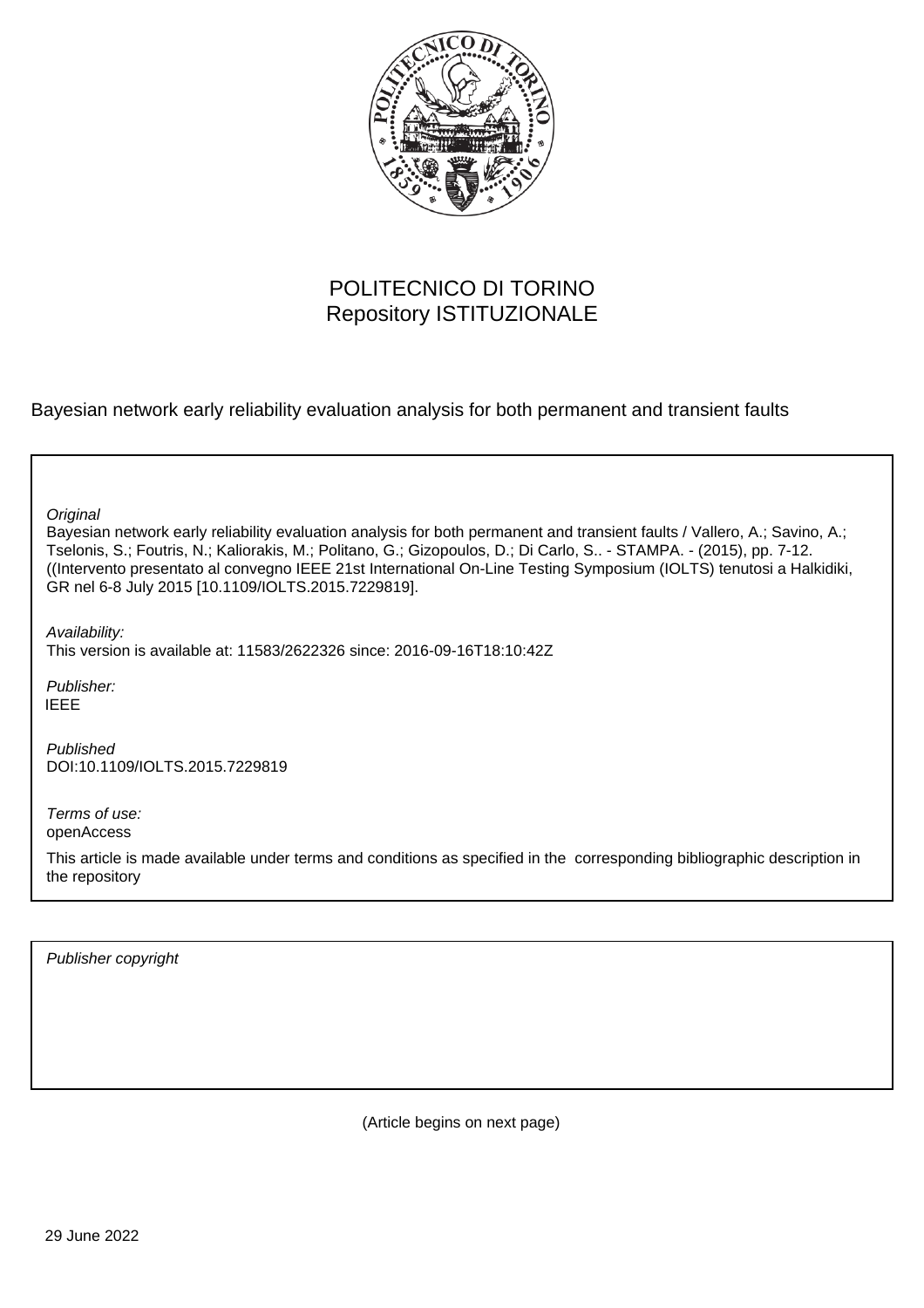POLITECNICO DI TORINO
Repository ISTITUZIONALE

Bayesian network early reliability evaluation analysis for both permanent and transient faults

*Original*

Bayesian network early reliability evaluation analysis for both permanent and transient faults / Vallero, A.; Savino, A.; Tselonis, S.; Foutris, N.; Kaliorakis, M.; Politano, G.; Gizopoulos, D.; Di Carlo, S.. - STAMPA. - (2015), pp. 7-12. ((Intervento presentato al convegno IEEE 21st International On-Line Testing Symposium (IOLTS) tenutosi a Halkidiki, GR nel 6-8 July 2015 [10.1109/IOLTS.2015.7229819].

*Availability:*

This version is available at: 11583/2622326 since: 2016-09-16T18:10:42Z

*Publisher:*

IEEE

*Published*

DOI:10.1109/IOLTS.2015.7229819

*Terms of use:*

openAccess

This article is made available under terms and conditions as specified in the corresponding bibliographic description in the repository

*Publisher copyright*

(Article begins on next page)

29 June 2022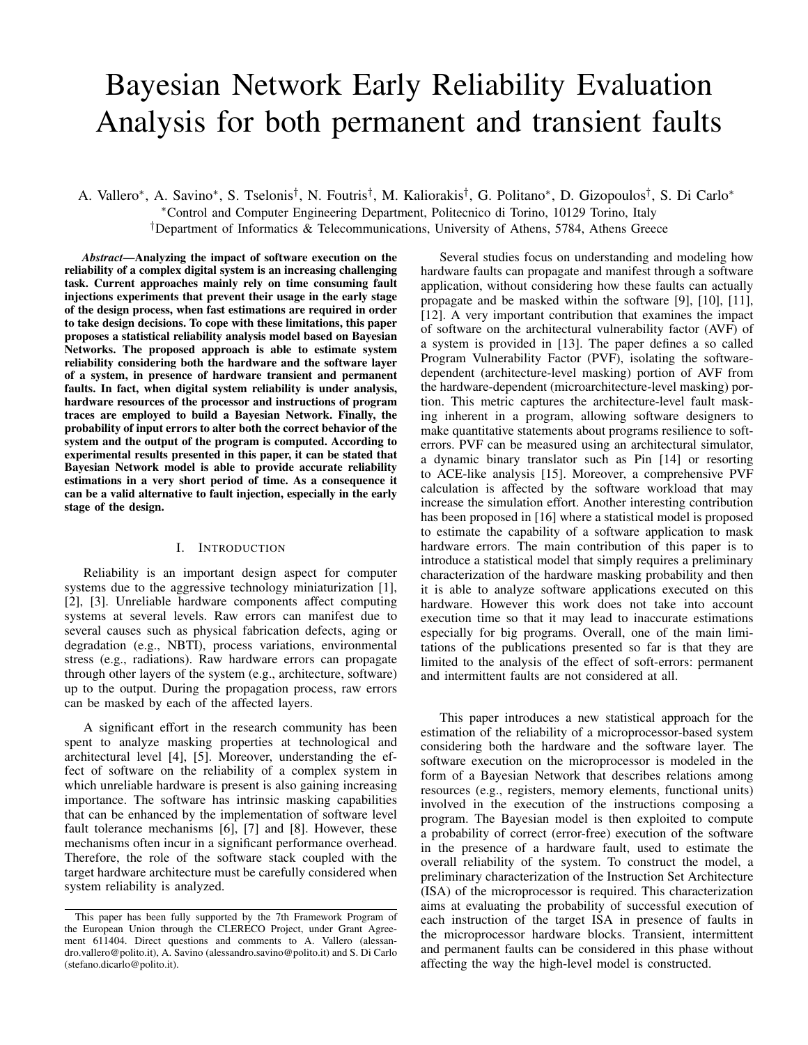# Bayesian Network Early Reliability Evaluation Analysis for both permanent and transient faults

A. Vallero*, A. Savino*, S. Tselonis†, N. Foutris†, M. Kaliorakis†, G. Politano*, D. Gizopoulos†, S. Di Carlo*

*Control and Computer Engineering Department, Politecnico di Torino, 10129 Torino, Italy

†Department of Informatics & Telecommunications, University of Athens, 5784, Athens Greece

***Abstract*—Analyzing the impact of software execution on the reliability of a complex digital system is an increasing challenging task. Current approaches mainly rely on time consuming fault injections experiments that prevent their usage in the early stage of the design process, when fast estimations are required in order to take design decisions. To cope with these limitations, this paper proposes a statistical reliability analysis model based on Bayesian Networks. The proposed approach is able to estimate system reliability considering both the hardware and the software layer of a system, in presence of hardware transient and permanent faults. In fact, when digital system reliability is under analysis, hardware resources of the processor and instructions of program traces are employed to build a Bayesian Network. Finally, the probability of input errors to alter both the correct behavior of the system and the output of the program is computed. According to experimental results presented in this paper, it can be stated that Bayesian Network model is able to provide accurate reliability estimations in a very short period of time. As a consequence it can be a valid alternative to fault injection, especially in the early stage of the design.**

## I. Introduction

Reliability is an important design aspect for computer systems due to the aggressive technology miniaturization [1], [2], [3]. Unreliable hardware components affect computing systems at several levels. Raw errors can manifest due to several causes such as physical fabrication defects, aging or degradation (e.g., NBTI), process variations, environmental stress (e.g., radiations). Raw hardware errors can propagate through other layers of the system (e.g., architecture, software) up to the output. During the propagation process, raw errors can be masked by each of the affected layers.

A significant effort in the research community has been spent to analyze masking properties at technological and architectural level [4], [5]. Moreover, understanding the effect of software on the reliability of a complex system in which unreliable hardware is present is also gaining increasing importance. The software has intrinsic masking capabilities that can be enhanced by the implementation of software level fault tolerance mechanisms [6], [7] and [8]. However, these mechanisms often incur in a significant performance overhead. Therefore, the role of the software stack coupled with the target hardware architecture must be carefully considered when system reliability is analyzed.

Several studies focus on understanding and modeling how hardware faults can propagate and manifest through a software application, without considering how these faults can actually propagate and be masked within the software [9], [10], [11], [12]. A very important contribution that examines the impact of software on the architectural vulnerability factor (AVF) of a system is provided in [13]. The paper defines a so called Program Vulnerability Factor (PVF), isolating the software-dependent (architecture-level masking) portion of AVF from the hardware-dependent (microarchitecture-level masking) portion. This metric captures the architecture-level fault masking inherent in a program, allowing software designers to make quantitative statements about programs resilience to soft-errors. PVF can be measured using an architectural simulator, a dynamic binary translator such as Pin [14] or resorting to ACE-like analysis [15]. Moreover, a comprehensive PVF calculation is affected by the software workload that may increase the simulation effort. Another interesting contribution has been proposed in [16] where a statistical model is proposed to estimate the capability of a software application to mask hardware errors. The main contribution of this paper is to introduce a statistical model that simply requires a preliminary characterization of the hardware masking probability and then it is able to analyze software applications executed on this hardware. However this work does not take into account execution time so that it may lead to inaccurate estimations especially for big programs. Overall, one of the main limitations of the publications presented so far is that they are limited to the analysis of the effect of soft-errors: permanent and intermittent faults are not considered at all.

This paper introduces a new statistical approach for the estimation of the reliability of a microprocessor-based system considering both the hardware and the software layer. The software execution on the microprocessor is modeled in the form of a Bayesian Network that describes relations among resources (e.g., registers, memory elements, functional units) involved in the execution of the instructions composing a program. The Bayesian model is then exploited to compute a probability of correct (error-free) execution of the software in the presence of a hardware fault, used to estimate the overall reliability of the system. To construct the model, a preliminary characterization of the Instruction Set Architecture (ISA) of the microprocessor is required. This characterization aims at evaluating the probability of successful execution of each instruction of the target ISA in presence of faults in the microprocessor hardware blocks. Transient, intermittent and permanent faults can be considered in this phase without affecting the way the high-level model is constructed.

This paper has been fully supported by the 7th Framework Program of the European Union through the CLERECO Project, under Grant Agreement 611404. Direct questions and comments to A. Vallero (alessandro.vallero@polito.it), A. Savino (alessandro.savino@polito.it) and S. Di Carlo (stefano.dicarlo@polito.it).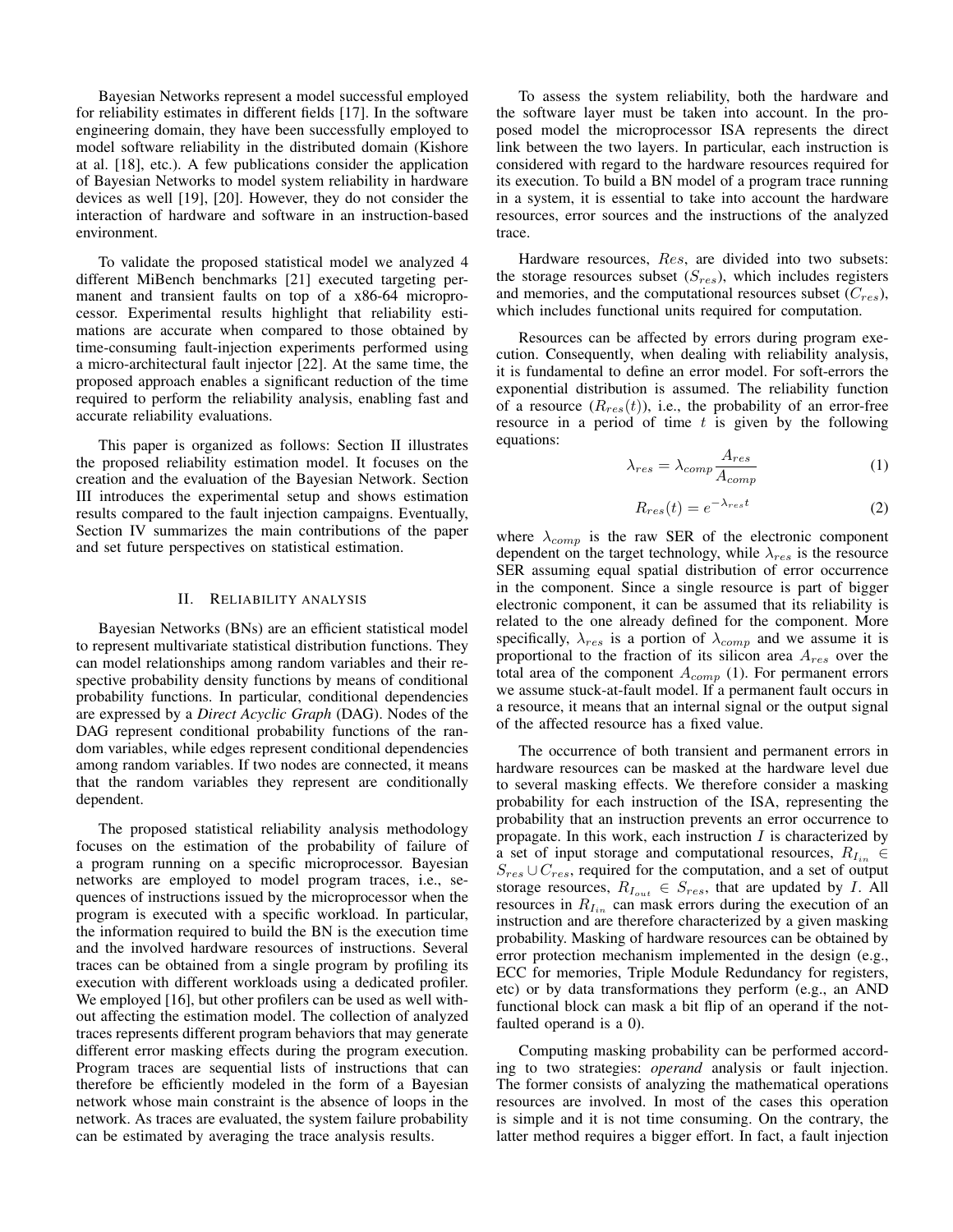Bayesian Networks represent a model successful employed for reliability estimates in different fields [17]. In the software engineering domain, they have been successfully employed to model software reliability in the distributed domain (Kishore at al. [18], etc.). A few publications consider the application of Bayesian Networks to model system reliability in hardware devices as well [19], [20]. However, they do not consider the interaction of hardware and software in an instruction-based environment.

To validate the proposed statistical model we analyzed 4 different MiBench benchmarks [21] executed targeting permanent and transient faults on top of a x86-64 microprocessor. Experimental results highlight that reliability estimations are accurate when compared to those obtained by time-consuming fault-injection experiments performed using a micro-architectural fault injector [22]. At the same time, the proposed approach enables a significant reduction of the time required to perform the reliability analysis, enabling fast and accurate reliability evaluations.

This paper is organized as follows: Section II illustrates the proposed reliability estimation model. It focuses on the creation and the evaluation of the Bayesian Network. Section III introduces the experimental setup and shows estimation results compared to the fault injection campaigns. Eventually, Section IV summarizes the main contributions of the paper and set future perspectives on statistical estimation.

## II. Reliability analysis

Bayesian Networks (BNs) are an efficient statistical model to represent multivariate statistical distribution functions. They can model relationships among random variables and their respective probability density functions by means of conditional probability functions. In particular, conditional dependencies are expressed by a *Direct Acyclic Graph* (DAG). Nodes of the DAG represent conditional probability functions of the random variables, while edges represent conditional dependencies among random variables. If two nodes are connected, it means that the random variables they represent are conditionally dependent.

The proposed statistical reliability analysis methodology focuses on the estimation of the probability of failure of a program running on a specific microprocessor. Bayesian networks are employed to model program traces, i.e., sequences of instructions issued by the microprocessor when the program is executed with a specific workload. In particular, the information required to build the BN is the execution time and the involved hardware resources of instructions. Several traces can be obtained from a single program by profiling its execution with different workloads using a dedicated profiler. We employed [16], but other profilers can be used as well without affecting the estimation model. The collection of analyzed traces represents different program behaviors that may generate different error masking effects during the program execution. Program traces are sequential lists of instructions that can therefore be efficiently modeled in the form of a Bayesian network whose main constraint is the absence of loops in the network. As traces are evaluated, the system failure probability can be estimated by averaging the trace analysis results.

To assess the system reliability, both the hardware and the software layer must be taken into account. In the proposed model the microprocessor ISA represents the direct link between the two layers. In particular, each instruction is considered with regard to the hardware resources required for its execution. To build a BN model of a program trace running in a system, it is essential to take into account the hardware resources, error sources and the instructions of the analyzed trace.

Hardware resources, $Res$, are divided into two subsets: the storage resources subset ($S_{res}$), which includes registers and memories, and the computational resources subset ($C_{res}$), which includes functional units required for computation.

Resources can be affected by errors during program execution. Consequently, when dealing with reliability analysis, it is fundamental to define an error model. For soft-errors the exponential distribution is assumed. The reliability function of a resource ($R_{res}(t)$), i.e., the probability of an error-free resource in a period of time $t$ is given by the following equations:

$$\lambda_{res} = \lambda_{comp} \frac{A_{res}}{A_{comp}} \tag{1}$$

$$R_{res}(t) = e^{-\lambda_{res} t} \tag{2}$$

where $\lambda_{comp}$ is the raw SER of the electronic component dependent on the target technology, while $\lambda_{res}$ is the resource SER assuming equal spatial distribution of error occurrence in the component. Since a single resource is part of bigger electronic component, it can be assumed that its reliability is related to the one already defined for the component. More specifically, $\lambda_{res}$ is a portion of $\lambda_{comp}$ and we assume it is proportional to the fraction of its silicon area $A_{res}$ over the total area of the component $A_{comp}$ (1). For permanent errors we assume stuck-at-fault model. If a permanent fault occurs in a resource, it means that an internal signal or the output signal of the affected resource has a fixed value.

The occurrence of both transient and permanent errors in hardware resources can be masked at the hardware level due to several masking effects. We therefore consider a masking probability for each instruction of the ISA, representing the probability that an instruction prevents an error occurrence to propagate. In this work, each instruction $I$ is characterized by a set of input storage and computational resources, $R_{I_{in}} \in S_{res} \cup C_{res}$, required for the computation, and a set of output storage resources, $R_{I_{out}} \in S_{res}$, that are updated by $I$. All resources in $R_{I_{in}}$ can mask errors during the execution of an instruction and are therefore characterized by a given masking probability. Masking of hardware resources can be obtained by error protection mechanism implemented in the design (e.g., ECC for memories, Triple Module Redundancy for registers, etc) or by data transformations they perform (e.g., an AND functional block can mask a bit flip of an operand if the not-faulted operand is a 0).

Computing masking probability can be performed according to two strategies: *operand* analysis or fault injection. The former consists of analyzing the mathematical operations resources are involved. In most of the cases this operation is simple and it is not time consuming. On the contrary, the latter method requires a bigger effort. In fact, a fault injection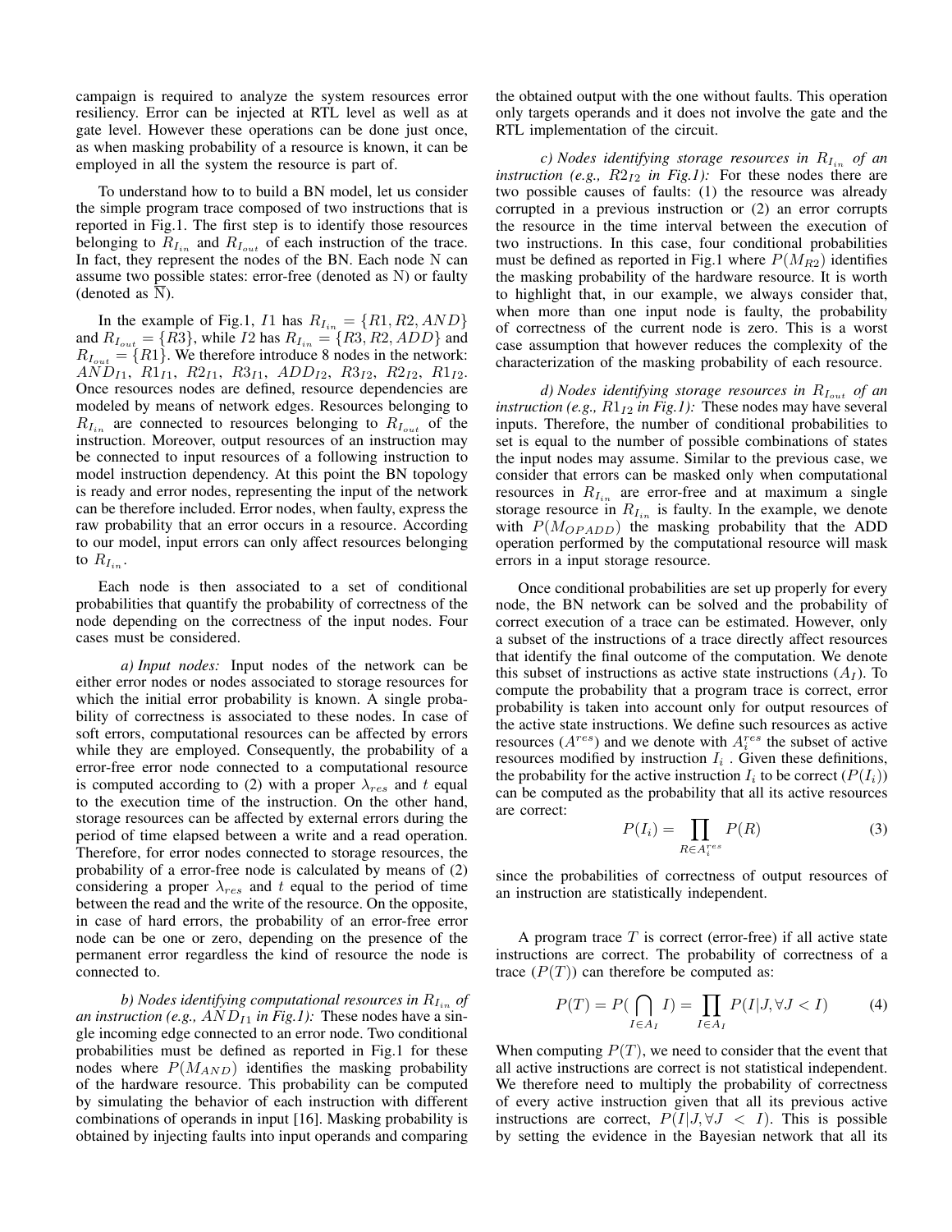campaign is required to analyze the system resources error resiliency. Error can be injected at RTL level as well as at gate level. However these operations can be done just once, as when masking probability of a resource is known, it can be employed in all the system the resource is part of.

To understand how to build a BN model, let us consider the simple program trace composed of two instructions that is reported in Fig.1. The first step is to identify those resources belonging to $R_{I_{in}}$ and $R_{I_{out}}$ of each instruction of the trace. In fact, they represent the nodes of the BN. Each node N can assume two possible states: error-free (denoted as N) or faulty (denoted as $\overline{\text{N}}$).

In the example of Fig.1, $I1$ has $R_{I_{in}} = \{R1, R2, AND\}$ and $R_{I_{out}} = \{R3\}$, while $I2$ has $R_{I_{in}} = \{R3, R2, ADD\}$ and $R_{I_{out}} = \{R1\}$. We therefore introduce 8 nodes in the network: $AND_{I1}$, $R1_{I1}$, $R2_{I1}$, $R3_{I1}$, $ADD_{I2}$, $R3_{I2}$, $R2_{I2}$, $R1_{I2}$. Once resources nodes are defined, resource dependencies are modeled by means of network edges. Resources belonging to $R_{I_{in}}$ are connected to resources belonging to $R_{I_{out}}$ of the instruction. Moreover, output resources of an instruction may be connected to input resources of a following instruction to model instruction dependency. At this point the BN topology is ready and error nodes, representing the input of the network can be therefore included. Error nodes, when faulty, express the raw probability that an error occurs in a resource. According to our model, input errors can only affect resources belonging to $R_{I_{in}}$.

Each node is then associated to a set of conditional probabilities that quantify the probability of correctness of the node depending on the correctness of the input nodes. Four cases must be considered.

*a) Input nodes:* Input nodes of the network can be either error nodes or nodes associated to storage resources for which the initial error probability is known. A single probability of correctness is associated to these nodes. In case of soft errors, computational resources can be affected by errors while they are employed. Consequently, the probability of a error-free error node connected to a computational resource is computed according to (2) with a proper $\lambda_{res}$ and $t$ equal to the execution time of the instruction. On the other hand, storage resources can be affected by external errors during the period of time elapsed between a write and a read operation. Therefore, for error nodes connected to storage resources, the probability of a error-free node is calculated by means of (2) considering a proper $\lambda_{res}$ and $t$ equal to the period of time between the read and the write of the resource. On the opposite, in case of hard errors, the probability of an error-free error node can be one or zero, depending on the presence of the permanent error regardless the kind of resource the node is connected to.

*b) Nodes identifying computational resources in $R_{I_{in}}$ of an instruction (e.g., $AND_{I1}$ in Fig.1):* These nodes have a single incoming edge connected to an error node. Two conditional probabilities must be defined as reported in Fig.1 for these nodes where $P(M_{AND})$ identifies the masking probability of the hardware resource. This probability can be computed by simulating the behavior of each instruction with different combinations of operands in input [16]. Masking probability is obtained by injecting faults into input operands and comparing the obtained output with the one without faults. This operation only targets operands and it does not involve the gate and the RTL implementation of the circuit.

*c) Nodes identifying storage resources in $R_{I_{in}}$ of an instruction (e.g., $R2_{I2}$ in Fig.1):* For these nodes there are two possible causes of faults: (1) the resource was already corrupted in a previous instruction or (2) an error corrupts the resource in the time interval between the execution of two instructions. In this case, four conditional probabilities must be defined as reported in Fig.1 where $P(M_{R2})$ identifies the masking probability of the hardware resource. It is worth to highlight that, in our example, we always consider that, when more than one input node is faulty, the probability of correctness of the current node is zero. This is a worst case assumption that however reduces the complexity of the characterization of the masking probability of each resource.

*d) Nodes identifying storage resources in $R_{I_{out}}$ of an instruction (e.g., $R1_{I2}$ in Fig.1):* These nodes may have several inputs. Therefore, the number of conditional probabilities to set is equal to the number of possible combinations of states the input nodes may assume. Similar to the previous case, we consider that errors can be masked only when computational resources in $R_{I_{in}}$ are error-free and at maximum a single storage resource in $R_{I_{in}}$ is faulty. In the example, we denote with $P(M_{OPADD})$ the masking probability that the ADD operation performed by the computational resource will mask errors in a input storage resource.

Once conditional probabilities are set up properly for every node, the BN network can be solved and the probability of correct execution of a trace can be estimated. However, only a subset of the instructions of a trace directly affect resources that identify the final outcome of the computation. We denote this subset of instructions as active state instructions ($A_I$). To compute the probability that a program trace is correct, error probability is taken into account only for output resources of the active state instructions. We define such resources as active resources ($A^{res}$) and we denote with $A_i^{res}$ the subset of active resources modified by instruction $I_i$. Given these definitions, the probability for the active instruction $I_i$ to be correct ($P(I_i)$) can be computed as the probability that all its active resources are correct:

$$P(I_i) = \prod_{R \in A_i^{res}} P(R) \tag{3}$$

since the probabilities of correctness of output resources of an instruction are statistically independent.

A program trace $T$ is correct (error-free) if all active state instructions are correct. The probability of correctness of a trace ($P(T)$) can therefore be computed as:

$$P(T) = P(\bigcap_{I \in A_I} I) = \prod_{I \in A_I} P(I|J, \forall J < I) \tag{4}$$

When computing $P(T)$, we need to consider that the event that all active instructions are correct is not statistical independent. We therefore need to multiply the probability of correctness of every active instruction given that all its previous active instructions are correct, $P(I|J, \forall J < I)$. This is possible by setting the evidence in the Bayesian network that all its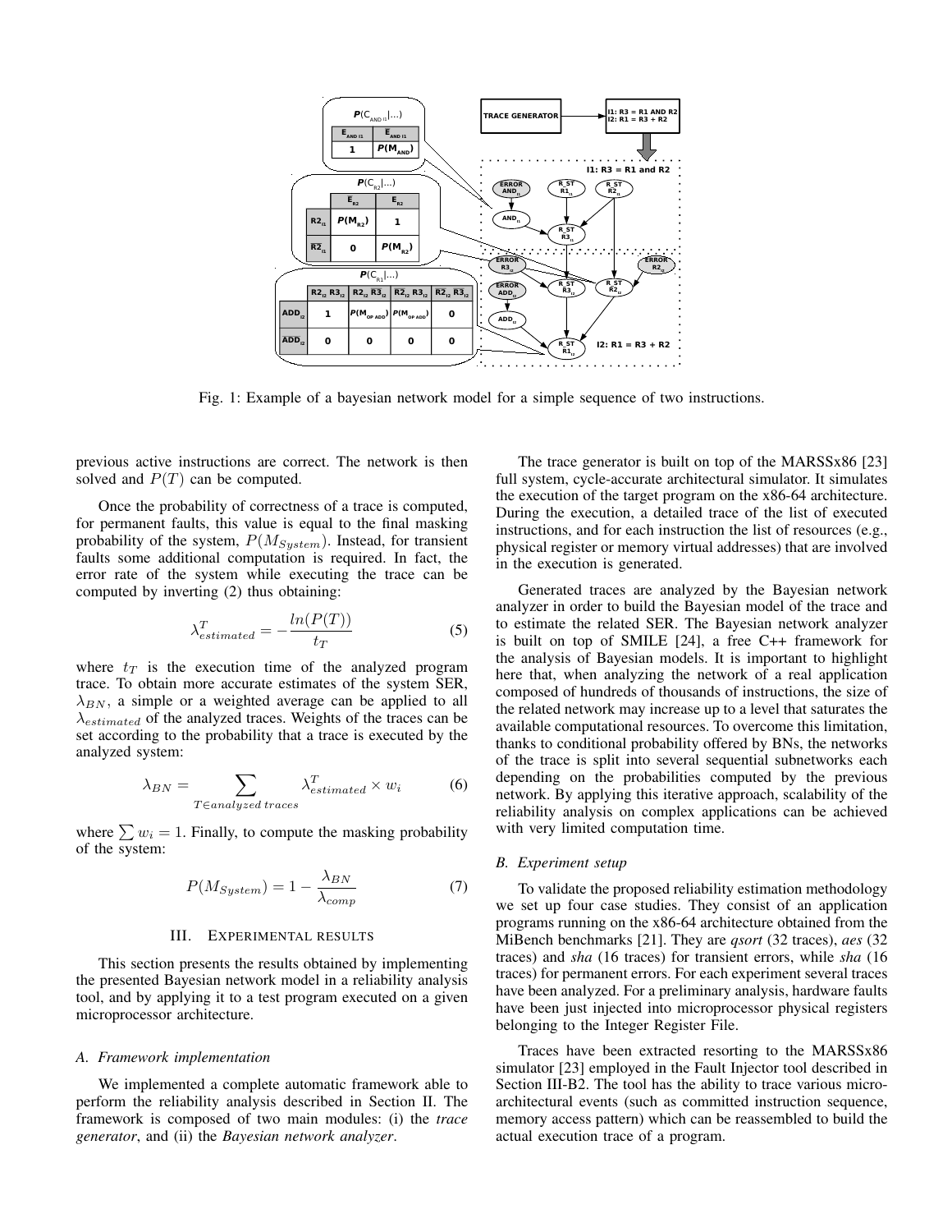Fig. 1: Example of a bayesian network model for a simple sequence of two instructions.

previous active instructions are correct. The network is then solved and $P(T)$ can be computed.

Once the probability of correctness of a trace is computed, for permanent faults, this value is equal to the final masking probability of the system, $P(M_{System})$. Instead, for transient faults some additional computation is required. In fact, the error rate of the system while executing the trace can be computed by inverting (2) thus obtaining:

$$\lambda^{T}_{estimated} = -\frac{ln(P(T))}{t_T} \tag{5}$$

where $t_T$ is the execution time of the analyzed program trace. To obtain more accurate estimates of the system SER, $\lambda_{BN}$, a simple or a weighted average can be applied to all $\lambda_{estimated}$ of the analyzed traces. Weights of the traces can be set according to the probability that a trace is executed by the analyzed system:

$$\lambda_{BN} = \sum_{T \in analyzed\, traces} \lambda^{T}_{estimated} \times w_i \tag{6}$$

where $\sum w_i = 1$. Finally, to compute the masking probability of the system:

$$P(M_{System}) = 1 - \frac{\lambda_{BN}}{\lambda_{comp}} \tag{7}$$

## III. Experimental results

This section presents the results obtained by implementing the presented Bayesian network model in a reliability analysis tool, and by applying it to a test program executed on a given microprocessor architecture.

### A. Framework implementation

We implemented a complete automatic framework able to perform the reliability analysis described in Section II. The framework is composed of two main modules: (i) the *trace generator*, and (ii) the *Bayesian network analyzer*.

The trace generator is built on top of the MARSSx86 [23] full system, cycle-accurate architectural simulator. It simulates the execution of the target program on the x86-64 architecture. During the execution, a detailed trace of the list of executed instructions, and for each instruction the list of resources (e.g., physical register or memory virtual addresses) that are involved in the execution is generated.

Generated traces are analyzed by the Bayesian network analyzer in order to build the Bayesian model of the trace and to estimate the related SER. The Bayesian network analyzer is built on top of SMILE [24], a free C++ framework for the analysis of Bayesian models. It is important to highlight here that, when analyzing the network of a real application composed of hundreds of thousands of instructions, the size of the related network may increase up to a level that saturates the available computational resources. To overcome this limitation, thanks to conditional probability offered by BNs, the networks of the trace is split into several sequential subnetworks each depending on the probabilities computed by the previous network. By applying this iterative approach, scalability of the reliability analysis on complex applications can be achieved with very limited computation time.

### B. Experiment setup

To validate the proposed reliability estimation methodology we set up four case studies. They consist of an application programs running on the x86-64 architecture obtained from the MiBench benchmarks [21]. They are *qsort* (32 traces), *aes* (32 traces) and *sha* (16 traces) for transient errors, while *sha* (16 traces) for permanent errors. For each experiment several traces have been analyzed. For a preliminary analysis, hardware faults have been just injected into microprocessor physical registers belonging to the Integer Register File.

Traces have been extracted resorting to the MARSSx86 simulator [23] employed in the Fault Injector tool described in Section III-B2. The tool has the ability to trace various micro-architectural events (such as committed instruction sequence, memory access pattern) which can be reassembled to build the actual execution trace of a program.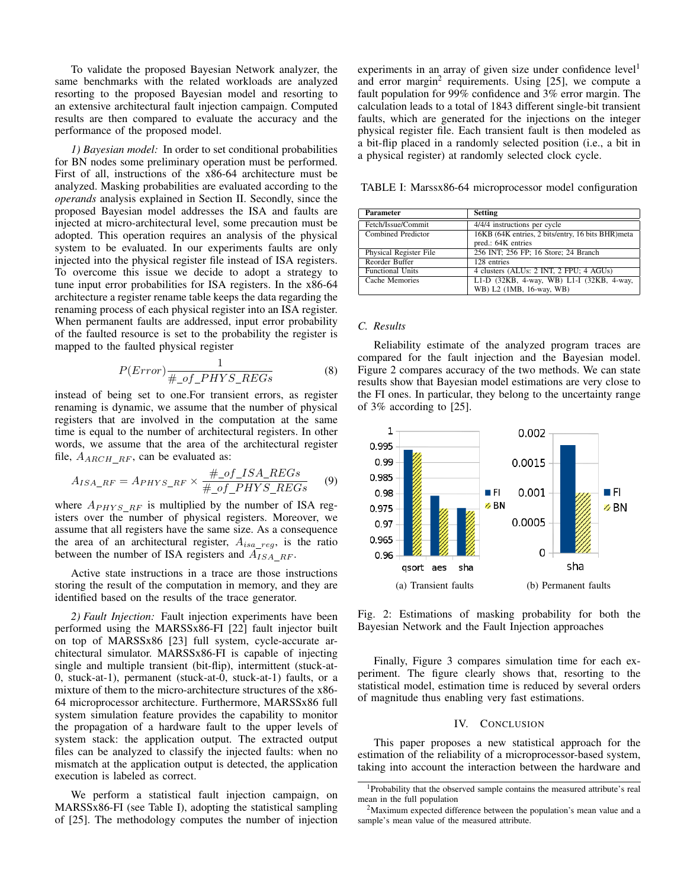To validate the proposed Bayesian Network analyzer, the same benchmarks with the related workloads are analyzed resorting to the proposed Bayesian model and resorting to an extensive architectural fault injection campaign. Computed results are then compared to evaluate the accuracy and the performance of the proposed model.

*1) Bayesian model:* In order to set conditional probabilities for BN nodes some preliminary operation must be performed. First of all, instructions of the x86-64 architecture must be analyzed. Masking probabilities are evaluated according to the *operands* analysis explained in Section II. Secondly, since the proposed Bayesian model addresses the ISA and faults are injected at micro-architectural level, some precaution must be adopted. This operation requires an analysis of the physical system to be evaluated. In our experiments faults are only injected into the physical register file instead of ISA registers. To overcome this issue we decide to adopt a strategy to tune input error probabilities for ISA registers. In the x86-64 architecture a register rename table keeps the data regarding the renaming process of each physical register into an ISA register. When permanent faults are addressed, input error probability of the faulted resource is set to the probability the register is mapped to the faulted physical register

$$P(Error)\frac{1}{\#\_of\_PHYS\_REGs} \tag{8}$$

instead of being set to one.For transient errors, as register renaming is dynamic, we assume that the number of physical registers that are involved in the computation at the same time is equal to the number of architectural registers. In other words, we assume that the area of the architectural register file, $A_{ARCH\_RF}$, can be evaluated as:

$$A_{ISA\_RF} = A_{PHYS\_RF} \times \frac{\#\_of\_ISA\_REGs}{\#\_of\_PHYS\_REGs} \tag{9}$$

where $A_{PHYS\_RF}$ is multiplied by the number of ISA registers over the number of physical registers. Moreover, we assume that all registers have the same size. As a consequence the area of an architectural register, $A_{isa\_reg}$, is the ratio between the number of ISA registers and $A_{ISA\_RF}$.

Active state instructions in a trace are those instructions storing the result of the computation in memory, and they are identified based on the results of the trace generator.

*2) Fault Injection:* Fault injection experiments have been performed using the MARSSx86-FI [22] fault injector built on top of MARSSx86 [23] full system, cycle-accurate architectural simulator. MARSSx86-FI is capable of injecting single and multiple transient (bit-flip), intermittent (stuck-at-0, stuck-at-1), permanent (stuck-at-0, stuck-at-1) faults, or a mixture of them to the micro-architecture structures of the x86-64 microprocessor architecture. Furthermore, MARSSx86 full system simulation feature provides the capability to monitor the propagation of a hardware fault to the upper levels of system stack: the application output. The extracted output files can be analyzed to classify the injected faults: when no mismatch at the application output is detected, the application execution is labeled as correct.

We perform a statistical fault injection campaign, on MARSSx86-FI (see Table I), adopting the statistical sampling of [25]. The methodology computes the number of injection experiments in an array of given size under confidence level[1] and error margin[2] requirements. Using [25], we compute a fault population for 99% confidence and 3% error margin. The calculation leads to a total of 1843 different single-bit transient faults, which are generated for the injections on the integer physical register file. Each transient fault is then modeled as a bit-flip placed in a randomly selected position (i.e., a bit in a physical register) at randomly selected clock cycle.

TABLE I: Marssx86-64 microprocessor model configuration

| Parameter | Setting |
|---|---|
| Fetch/Issue/Commit | 4/4/4 instructions per cycle |
| Combined Predictor | 16KB (64K entries, 2 bits/entry, 16 bits BHR)meta pred.: 64K entries |
| Physical Register File | 256 INT; 256 FP; 16 Store; 24 Branch |
| Reorder Buffer | 128 entries |
| Functional Units | 4 clusters (ALUs: 2 INT, 2 FPU; 4 AGUs) |
| Cache Memories | L1-D (32KB, 4-way, WB) L1-I (32KB, 4-way, WB) L2 (1MB, 16-way, WB) |

### C. Results

Reliability estimate of the analyzed program traces are compared for the fault injection and the Bayesian model. Figure 2 compares accuracy of the two methods. We can state results show that Bayesian model estimations are very close to the FI ones. In particular, they belong to the uncertainty range of 3% according to [25].

(a) Transient faults    (b) Permanent faults

Fig. 2: Estimations of masking probability for both the Bayesian Network and the Fault Injection approaches

Finally, Figure 3 compares simulation time for each experiment. The figure clearly shows that, resorting to the statistical model, estimation time is reduced by several orders of magnitude thus enabling very fast estimations.

## IV. Conclusion

This paper proposes a new statistical approach for the estimation of the reliability of a microprocessor-based system, taking into account the interaction between the hardware and

[1] Probability that the observed sample contains the measured attribute's real mean in the full population

[2] Maximum expected difference between the population's mean value and a sample's mean value of the measured attribute.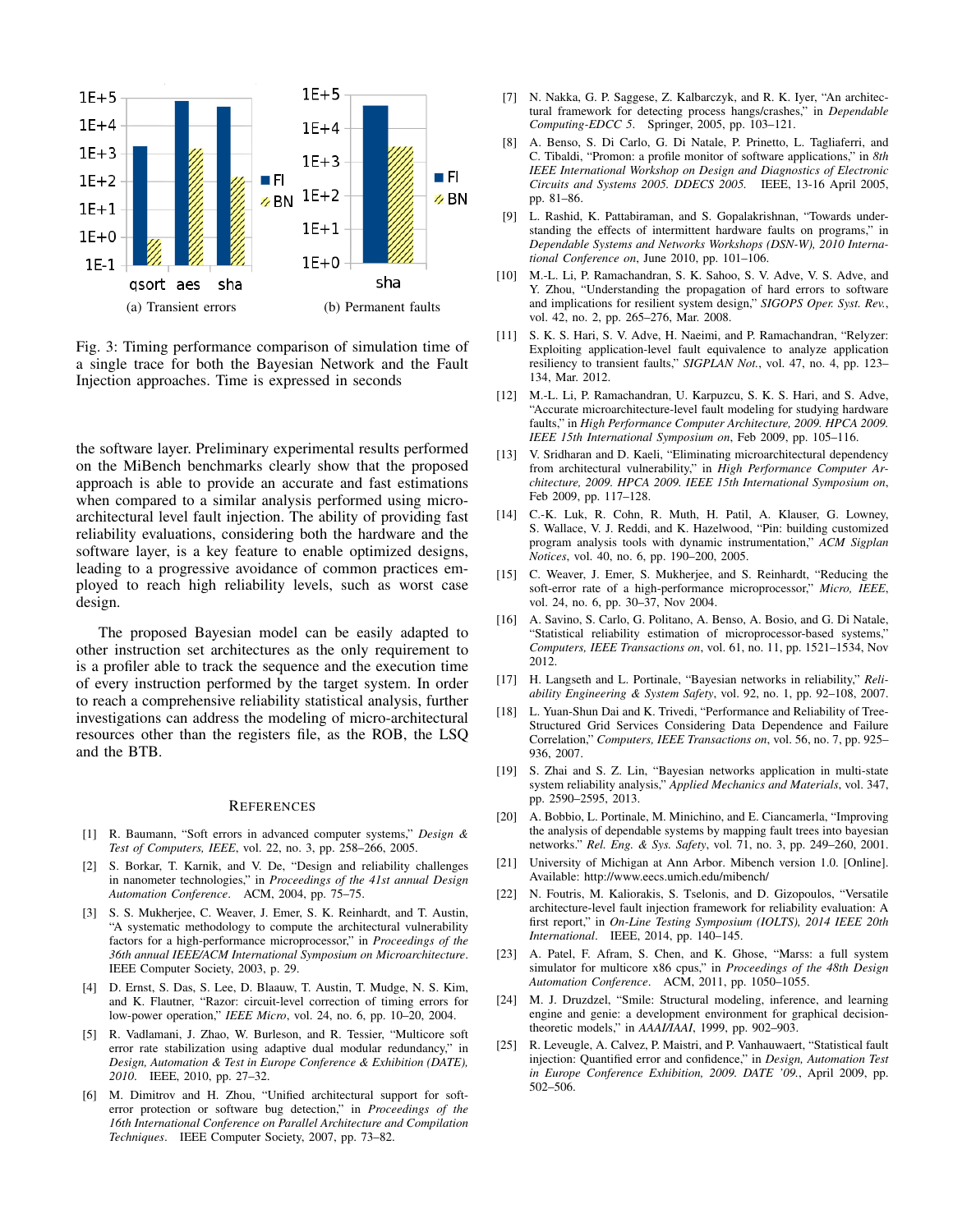1E+5
1E+4
1E+3
1E+2
1E+1
1E+0
1E-1

qsort aes sha

FI
BN

(a) Transient errors

1E+5
1E+4
1E+3
1E+2
1E+1
1E+0

sha

FI
BN

(b) Permanent faults

Fig. 3: Timing performance comparison of simulation time of a single trace for both the Bayesian Network and the Fault Injection approaches. Time is expressed in seconds

the software layer. Preliminary experimental results performed on the MiBench benchmarks clearly show that the proposed approach is able to provide an accurate and fast estimations when compared to a similar analysis performed using micro-architectural level fault injection. The ability of providing fast reliability evaluations, considering both the hardware and the software layer, is a key feature to enable optimized designs, leading to a progressive avoidance of common practices employed to reach high reliability levels, such as worst case design.

The proposed Bayesian model can be easily adapted to other instruction set architectures as the only requirement to is a profiler able to track the sequence and the execution time of every instruction performed by the target system. In order to reach a comprehensive reliability statistical analysis, further investigations can address the modeling of micro-architectural resources other than the registers file, as the ROB, the LSQ and the BTB.

## References

[1] R. Baumann, "Soft errors in advanced computer systems," *Design & Test of Computers, IEEE*, vol. 22, no. 3, pp. 258–266, 2005.

[2] S. Borkar, T. Karnik, and V. De, "Design and reliability challenges in nanometer technologies," in *Proceedings of the 41st annual Design Automation Conference*. ACM, 2004, pp. 75–75.

[3] S. S. Mukherjee, C. Weaver, J. Emer, S. K. Reinhardt, and T. Austin, "A systematic methodology to compute the architectural vulnerability factors for a high-performance microprocessor," in *Proceedings of the 36th annual IEEE/ACM International Symposium on Microarchitecture*. IEEE Computer Society, 2003, p. 29.

[4] D. Ernst, S. Das, S. Lee, D. Blaauw, T. Austin, T. Mudge, N. S. Kim, and K. Flautner, "Razor: circuit-level correction of timing errors for low-power operation," *IEEE Micro*, vol. 24, no. 6, pp. 10–20, 2004.

[5] R. Vadlamani, J. Zhao, W. Burleson, and R. Tessier, "Multicore soft error rate stabilization using adaptive dual modular redundancy," in *Design, Automation & Test in Europe Conference & Exhibition (DATE), 2010*. IEEE, 2010, pp. 27–32.

[6] M. Dimitrov and H. Zhou, "Unified architectural support for soft-error protection or software bug detection," in *Proceedings of the 16th International Conference on Parallel Architecture and Compilation Techniques*. IEEE Computer Society, 2007, pp. 73–82.

[7] N. Nakka, G. P. Saggese, Z. Kalbarczyk, and R. K. Iyer, "An architectural framework for detecting process hangs/crashes," in *Dependable Computing-EDCC 5*. Springer, 2005, pp. 103–121.

[8] A. Benso, S. Di Carlo, G. Di Natale, P. Prinetto, L. Tagliaferri, and C. Tibaldi, "Promon: a profile monitor of software applications," in *8th IEEE International Workshop on Design and Diagnostics of Electronic Circuits and Systems 2005. DDECS 2005.* IEEE, 13-16 April 2005, pp. 81–86.

[9] L. Rashid, K. Pattabiraman, and S. Gopalakrishnan, "Towards understanding the effects of intermittent hardware faults on programs," in *Dependable Systems and Networks Workshops (DSN-W), 2010 International Conference on*, June 2010, pp. 101–106.

[10] M.-L. Li, P. Ramachandran, S. K. Sahoo, S. V. Adve, V. S. Adve, and Y. Zhou, "Understanding the propagation of hard errors to software and implications for resilient system design," *SIGOPS Oper. Syst. Rev.*, vol. 42, no. 2, pp. 265–276, Mar. 2008.

[11] S. K. S. Hari, S. V. Adve, H. Naeimi, and P. Ramachandran, "Relyzer: Exploiting application-level fault equivalence to analyze application resiliency to transient faults," *SIGPLAN Not.*, vol. 47, no. 4, pp. 123–134, Mar. 2012.

[12] M.-L. Li, P. Ramachandran, U. Karpuzcu, S. K. S. Hari, and S. Adve, "Accurate microarchitecture-level fault modeling for studying hardware faults," in *High Performance Computer Architecture, 2009. HPCA 2009. IEEE 15th International Symposium on*, Feb 2009, pp. 105–116.

[13] V. Sridharan and D. Kaeli, "Eliminating microarchitectural dependency from architectural vulnerability," in *High Performance Computer Architecture, 2009. HPCA 2009. IEEE 15th International Symposium on*, Feb 2009, pp. 117–128.

[14] C.-K. Luk, R. Cohn, R. Muth, H. Patil, A. Klauser, G. Lowney, S. Wallace, V. J. Reddi, and K. Hazelwood, "Pin: building customized program analysis tools with dynamic instrumentation," *ACM Sigplan Notices*, vol. 40, no. 6, pp. 190–200, 2005.

[15] C. Weaver, J. Emer, S. Mukherjee, and S. Reinhardt, "Reducing the soft-error rate of a high-performance microprocessor," *Micro, IEEE*, vol. 24, no. 6, pp. 30–37, Nov 2004.

[16] A. Savino, S. Carlo, G. Politano, A. Benso, A. Bosio, and G. Di Natale, "Statistical reliability estimation of microprocessor-based systems," *Computers, IEEE Transactions on*, vol. 61, no. 11, pp. 1521–1534, Nov 2012.

[17] H. Langseth and L. Portinale, "Bayesian networks in reliability," *Reliability Engineering & System Safety*, vol. 92, no. 1, pp. 92–108, 2007.

[18] L. Yuan-Shun Dai and K. Trivedi, "Performance and Reliability of Tree-Structured Grid Services Considering Data Dependence and Failure Correlation," *Computers, IEEE Transactions on*, vol. 56, no. 7, pp. 925–936, 2007.

[19] S. Zhai and S. Z. Lin, "Bayesian networks application in multi-state system reliability analysis," *Applied Mechanics and Materials*, vol. 347, pp. 2590–2595, 2013.

[20] A. Bobbio, L. Portinale, M. Minichino, and E. Ciancamerla, "Improving the analysis of dependable systems by mapping fault trees into bayesian networks." *Rel. Eng. & Sys. Safety*, vol. 71, no. 3, pp. 249–260, 2001.

[21] University of Michigan at Ann Arbor. Mibench version 1.0. [Online]. Available: http://www.eecs.umich.edu/mibench/

[22] N. Foutris, M. Kaliorakis, S. Tselonis, and D. Gizopoulos, "Versatile architecture-level fault injection framework for reliability evaluation: A first report," in *On-Line Testing Symposium (IOLTS), 2014 IEEE 20th International*. IEEE, 2014, pp. 140–145.

[23] A. Patel, F. Afram, S. Chen, and K. Ghose, "Marss: a full system simulator for multicore x86 cpus," in *Proceedings of the 48th Design Automation Conference*. ACM, 2011, pp. 1050–1055.

[24] M. J. Druzdzel, "Smile: Structural modeling, inference, and learning engine and genie: a development environment for graphical decision-theoretic models," in *AAAI/IAAI*, 1999, pp. 902–903.

[25] R. Leveugle, A. Calvez, P. Maistri, and P. Vanhauwaert, "Statistical fault injection: Quantified error and confidence," in *Design, Automation Test in Europe Conference Exhibition, 2009. DATE '09.*, April 2009, pp. 502–506.